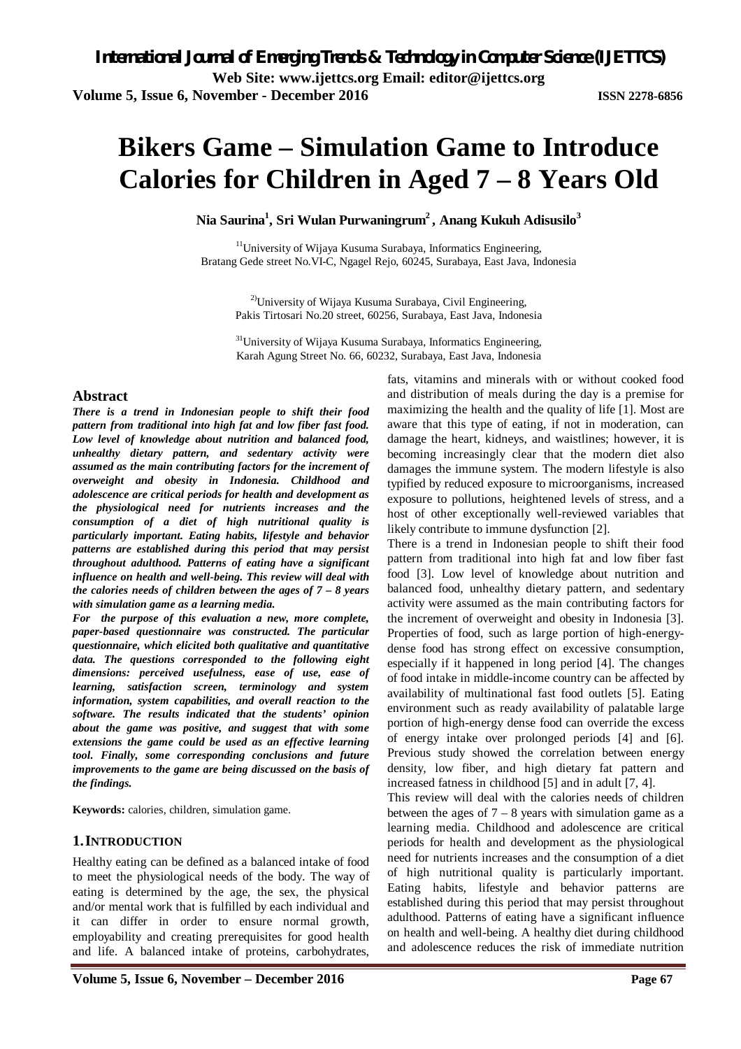# Bikers Game – Simulation Game to Introduce Calories for Children in Aged 7 – 8 Years Old

**Nia Saurina[1], Sri Wulan Purwaningrum[2], Anang Kukuh Adisusilo[3]**

[1]University of Wijaya Kusuma Surabaya, Informatics Engineering, Bratang Gede street No.VI-C, Ngagel Rejo, 60245, Surabaya, East Java, Indonesia

[2]University of Wijaya Kusuma Surabaya, Civil Engineering, Pakis Tirtosari No.20 street, 60256, Surabaya, East Java, Indonesia

[3]University of Wijaya Kusuma Surabaya, Informatics Engineering, Karah Agung Street No. 66, 60232, Surabaya, East Java, Indonesia

## Abstract

***There is a trend in Indonesian people to shift their food pattern from traditional into high fat and low fiber fast food. Low level of knowledge about nutrition and balanced food, unhealthy dietary pattern, and sedentary activity were assumed as the main contributing factors for the increment of overweight and obesity in Indonesia. Childhood and adolescence are critical periods for health and development as the physiological need for nutrients increases and the consumption of a diet of high nutritional quality is particularly important. Eating habits, lifestyle and behavior patterns are established during this period that may persist throughout adulthood. Patterns of eating have a significant influence on health and well-being. This review will deal with the calories needs of children between the ages of 7 – 8 years with simulation game as a learning media.***

***For the purpose of this evaluation a new, more complete, paper-based questionnaire was constructed. The particular questionnaire, which elicited both qualitative and quantitative data. The questions corresponded to the following eight dimensions: perceived usefulness, ease of use, ease of learning, satisfaction screen, terminology and system information, system capabilities, and overall reaction to the software. The results indicated that the students' opinion about the game was positive, and suggest that with some extensions the game could be used as an effective learning tool. Finally, some corresponding conclusions and future improvements to the game are being discussed on the basis of the findings.***

**Keywords:** calories, children, simulation game.

## 1. INTRODUCTION

Healthy eating can be defined as a balanced intake of food to meet the physiological needs of the body. The way of eating is determined by the age, the sex, the physical and/or mental work that is fulfilled by each individual and it can differ in order to ensure normal growth, employability and creating prerequisites for good health and life. A balanced intake of proteins, carbohydrates, fats, vitamins and minerals with or without cooked food and distribution of meals during the day is a premise for maximizing the health and the quality of life [1]. Most are aware that this type of eating, if not in moderation, can damage the heart, kidneys, and waistlines; however, it is becoming increasingly clear that the modern diet also damages the immune system. The modern lifestyle is also typified by reduced exposure to microorganisms, increased exposure to pollutions, heightened levels of stress, and a host of other exceptionally well-reviewed variables that likely contribute to immune dysfunction [2].

There is a trend in Indonesian people to shift their food pattern from traditional into high fat and low fiber fast food [3]. Low level of knowledge about nutrition and balanced food, unhealthy dietary pattern, and sedentary activity were assumed as the main contributing factors for the increment of overweight and obesity in Indonesia [3]. Properties of food, such as large portion of high-energy-dense food has strong effect on excessive consumption, especially if it happened in long period [4]. The changes of food intake in middle-income country can be affected by availability of multinational fast food outlets [5]. Eating environment such as ready availability of palatable large portion of high-energy dense food can override the excess of energy intake over prolonged periods [4] and [6]. Previous study showed the correlation between energy density, low fiber, and high dietary fat pattern and increased fatness in childhood [5] and in adult [7, 4].

This review will deal with the calories needs of children between the ages of 7 – 8 years with simulation game as a learning media. Childhood and adolescence are critical periods for health and development as the physiological need for nutrients increases and the consumption of a diet of high nutritional quality is particularly important. Eating habits, lifestyle and behavior patterns are established during this period that may persist throughout adulthood. Patterns of eating have a significant influence on health and well-being. A healthy diet during childhood and adolescence reduces the risk of immediate nutrition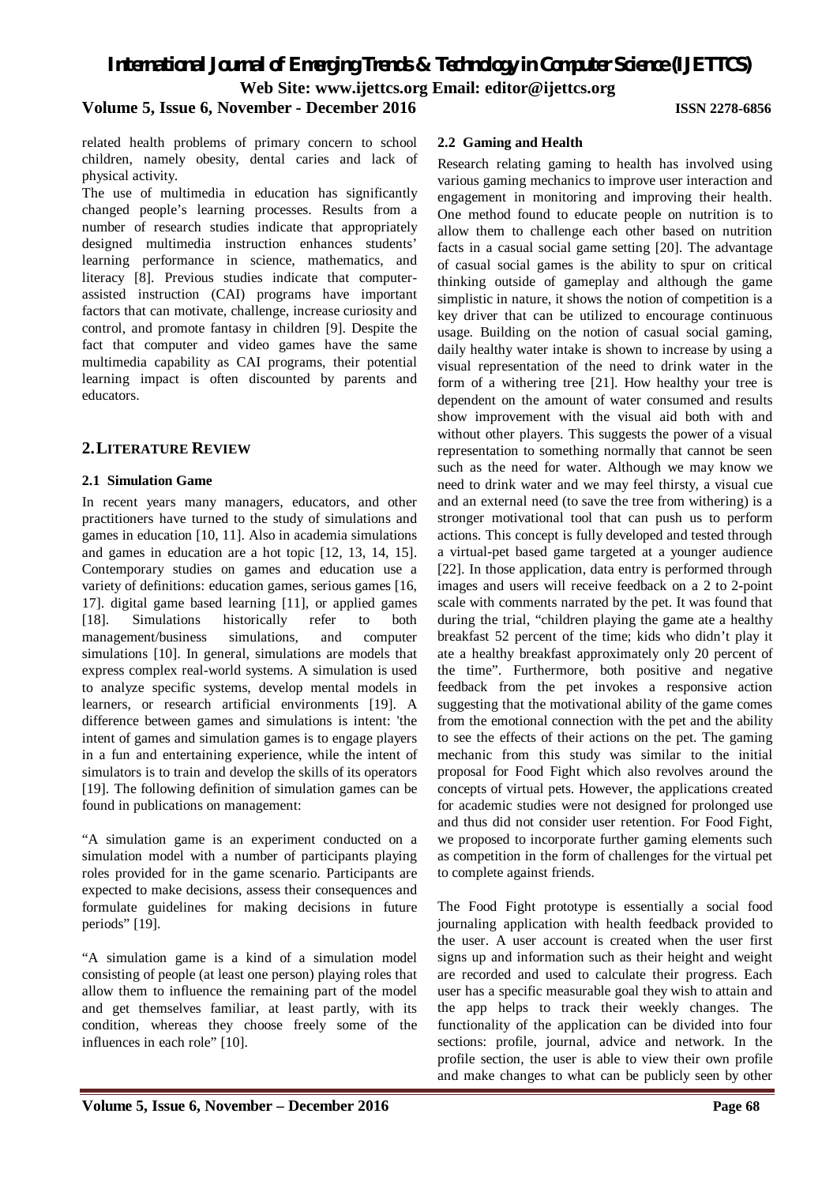related health problems of primary concern to school children, namely obesity, dental caries and lack of physical activity.

The use of multimedia in education has significantly changed people's learning processes. Results from a number of research studies indicate that appropriately designed multimedia instruction enhances students' learning performance in science, mathematics, and literacy [8]. Previous studies indicate that computer-assisted instruction (CAI) programs have important factors that can motivate, challenge, increase curiosity and control, and promote fantasy in children [9]. Despite the fact that computer and video games have the same multimedia capability as CAI programs, their potential learning impact is often discounted by parents and educators.

## 2. LITERATURE REVIEW

### 2.1 Simulation Game

In recent years many managers, educators, and other practitioners have turned to the study of simulations and games in education [10, 11]. Also in academia simulations and games in education are a hot topic [12, 13, 14, 15]. Contemporary studies on games and education use a variety of definitions: education games, serious games [16, 17]. digital game based learning [11], or applied games [18]. Simulations historically refer to both management/business simulations, and computer simulations [10]. In general, simulations are models that express complex real-world systems. A simulation is used to analyze specific systems, develop mental models in learners, or research artificial environments [19]. A difference between games and simulations is intent: 'the intent of games and simulation games is to engage players in a fun and entertaining experience, while the intent of simulators is to train and develop the skills of its operators [19]. The following definition of simulation games can be found in publications on management:

"A simulation game is an experiment conducted on a simulation model with a number of participants playing roles provided for in the game scenario. Participants are expected to make decisions, assess their consequences and formulate guidelines for making decisions in future periods" [19].

"A simulation game is a kind of a simulation model consisting of people (at least one person) playing roles that allow them to influence the remaining part of the model and get themselves familiar, at least partly, with its condition, whereas they choose freely some of the influences in each role" [10].

### 2.2 Gaming and Health

Research relating gaming to health has involved using various gaming mechanics to improve user interaction and engagement in monitoring and improving their health. One method found to educate people on nutrition is to allow them to challenge each other based on nutrition facts in a casual social game setting [20]. The advantage of casual social games is the ability to spur on critical thinking outside of gameplay and although the game simplistic in nature, it shows the notion of competition is a key driver that can be utilized to encourage continuous usage. Building on the notion of casual social gaming, daily healthy water intake is shown to increase by using a visual representation of the need to drink water in the form of a withering tree [21]. How healthy your tree is dependent on the amount of water consumed and results show improvement with the visual aid both with and without other players. This suggests the power of a visual representation to something normally that cannot be seen such as the need for water. Although we may know we need to drink water and we may feel thirsty, a visual cue and an external need (to save the tree from withering) is a stronger motivational tool that can push us to perform actions. This concept is fully developed and tested through a virtual-pet based game targeted at a younger audience [22]. In those application, data entry is performed through images and users will receive feedback on a 2 to 2-point scale with comments narrated by the pet. It was found that during the trial, "children playing the game ate a healthy breakfast 52 percent of the time; kids who didn't play it ate a healthy breakfast approximately only 20 percent of the time". Furthermore, both positive and negative feedback from the pet invokes a responsive action suggesting that the motivational ability of the game comes from the emotional connection with the pet and the ability to see the effects of their actions on the pet. The gaming mechanic from this study was similar to the initial proposal for Food Fight which also revolves around the concepts of virtual pets. However, the applications created for academic studies were not designed for prolonged use and thus did not consider user retention. For Food Fight, we proposed to incorporate further gaming elements such as competition in the form of challenges for the virtual pet to complete against friends.

The Food Fight prototype is essentially a social food journaling application with health feedback provided to the user. A user account is created when the user first signs up and information such as their height and weight are recorded and used to calculate their progress. Each user has a specific measurable goal they wish to attain and the app helps to track their weekly changes. The functionality of the application can be divided into four sections: profile, journal, advice and network. In the profile section, the user is able to view their own profile and make changes to what can be publicly seen by other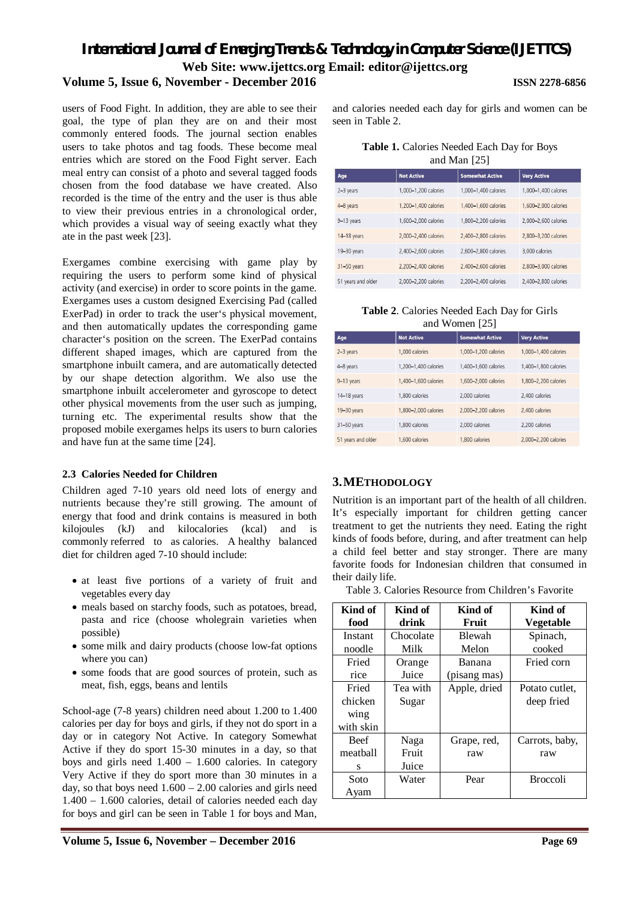users of Food Fight. In addition, they are able to see their goal, the type of plan they are on and their most commonly entered foods. The journal section enables users to take photos and tag foods. These become meal entries which are stored on the Food Fight server. Each meal entry can consist of a photo and several tagged foods chosen from the food database we have created. Also recorded is the time of the entry and the user is thus able to view their previous entries in a chronological order, which provides a visual way of seeing exactly what they ate in the past week [23].

Exergames combine exercising with game play by requiring the users to perform some kind of physical activity (and exercise) in order to score points in the game. Exergames uses a custom designed Exercising Pad (called ExerPad) in order to track the user's physical movement, and then automatically updates the corresponding game character's position on the screen. The ExerPad contains different shaped images, which are captured from the smartphone inbuilt camera, and are automatically detected by our shape detection algorithm. We also use the smartphone inbuilt accelerometer and gyroscope to detect other physical movements from the user such as jumping, turning etc. The experimental results show that the proposed mobile exergames helps its users to burn calories and have fun at the same time [24].

### 2.3 Calories Needed for Children

Children aged 7-10 years old need lots of energy and nutrients because they're still growing. The amount of energy that food and drink contains is measured in both kilojoules (kJ) and kilocalories (kcal) and is commonly referred to as calories. A healthy balanced diet for children aged 7-10 should include:

- at least five portions of a variety of fruit and vegetables every day
- meals based on starchy foods, such as potatoes, bread, pasta and rice (choose wholegrain varieties when possible)
- some milk and dairy products (choose low-fat options where you can)
- some foods that are good sources of protein, such as meat, fish, eggs, beans and lentils

School-age (7-8 years) children need about 1.200 to 1.400 calories per day for boys and girls, if they not do sport in a day or in category Not Active. In category Somewhat Active if they do sport 15-30 minutes in a day, so that boys and girls need 1.400 – 1.600 calories. In category Very Active if they do sport more than 30 minutes in a day, so that boys need 1.600 – 2.00 calories and girls need 1.400 – 1.600 calories, detail of calories needed each day for boys and girl can be seen in Table 1 for boys and Man, and calories needed each day for girls and women can be seen in Table 2.

**Table 1.** Calories Needed Each Day for Boys and Man [25]

| Age | Not Active | Somewhat Active | Very Active |
|---|---|---|---|
| 2–3 years | 1,000–1,200 calories | 1,000–1,400 calories | 1,000–1,400 calories |
| 4–8 years | 1,200–1,400 calories | 1,400–1,600 calories | 1,600–2,000 calories |
| 9–13 years | 1,600–2,000 calories | 1,800–2,200 calories | 2,000–2,600 calories |
| 14–18 years | 2,000–2,400 calories | 2,400–2,800 calories | 2,800–3,200 calories |
| 19–30 years | 2,400–2,600 calories | 2,600–2,800 calories | 3,000 calories |
| 31–50 years | 2,200–2,400 calories | 2,400–2,600 calories | 2,800–3,000 calories |
| 51 years and older | 2,000–2,200 calories | 2,200–2,400 calories | 2,400–2,800 calories |

**Table 2**. Calories Needed Each Day for Girls and Women [25]

| Age | Not Active | Somewhat Active | Very Active |
|---|---|---|---|
| 2–3 years | 1,000 calories | 1,000–1,200 calories | 1,000–1,400 calories |
| 4–8 years | 1,200–1,400 calories | 1,400–1,600 calories | 1,400–1,800 calories |
| 9–13 years | 1,400–1,600 calories | 1,600–2,000 calories | 1,800–2,200 calories |
| 14–18 years | 1,800 calories | 2,000 calories | 2,400 calories |
| 19–30 years | 1,800–2,000 calories | 2,000–2,200 calories | 2,400 calories |
| 31–50 years | 1,800 calories | 2,000 calories | 2,200 calories |
| 51 years and older | 1,600 calories | 1,800 calories | 2,000–2,200 calories |

## 3. METHODOLOGY

Nutrition is an important part of the health of all children. It's especially important for children getting cancer treatment to get the nutrients they need. Eating the right kinds of foods before, during, and after treatment can help a child feel better and stay stronger. There are many favorite foods for Indonesian children that consumed in their daily life.

Table 3. Calories Resource from Children's Favorite

| Kind of food | Kind of drink | Kind of Fruit | Kind of Vegetable |
|---|---|---|---|
| Instant noodle | Chocolate Milk | Blewah Melon | Spinach, cooked |
| Fried rice | Orange Juice | Banana (pisang mas) | Fried corn |
| Fried chicken wing with skin | Tea with Sugar | Apple, dried | Potato cutlet, deep fried |
| Beef meatballs | Naga Fruit Juice | Grape, red, raw | Carrots, baby, raw |
| Soto Ayam | Water | Pear | Broccoli |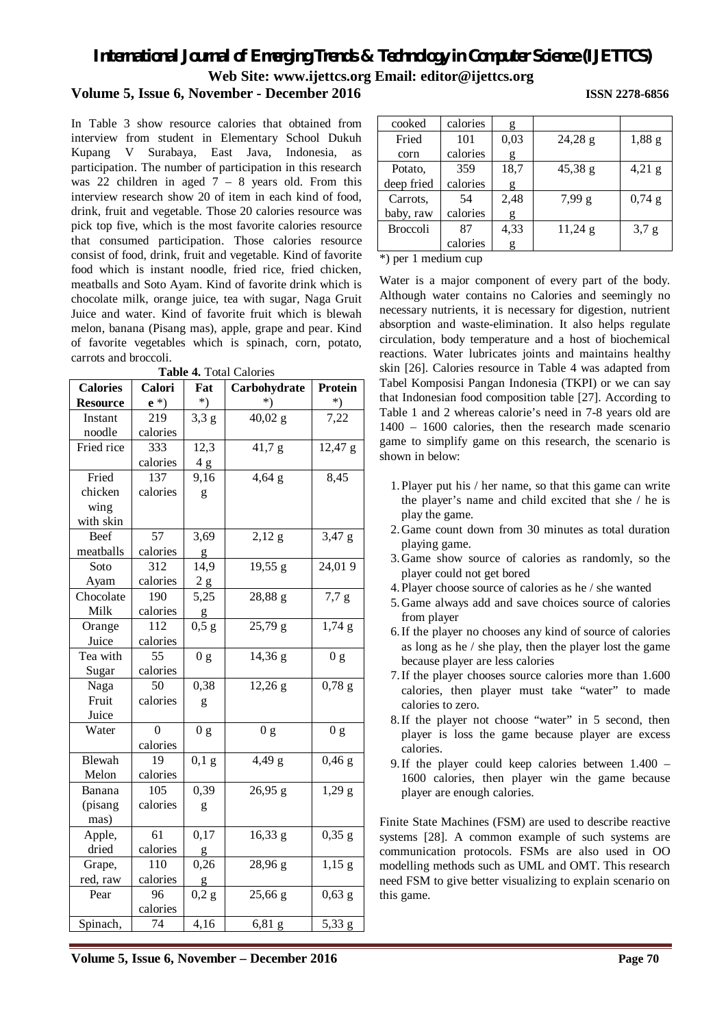In Table 3 show resource calories that obtained from interview from student in Elementary School Dukuh Kupang V Surabaya, East Java, Indonesia, as participation. The number of participation in this research was 22 children in aged 7 – 8 years old. From this interview research show 20 of item in each kind of food, drink, fruit and vegetable. Those 20 calories resource was pick top five, which is the most favorite calories resource that consumed participation. Those calories resource consist of food, drink, fruit and vegetable. Kind of favorite food which is instant noodle, fried rice, fried chicken, meatballs and Soto Ayam. Kind of favorite drink which is chocolate milk, orange juice, tea with sugar, Naga Gruit Juice and water. Kind of favorite fruit which is blewah melon, banana (Pisang mas), apple, grape and pear. Kind of favorite vegetables which is spinach, corn, potato, carrots and broccoli.

**Table 4.** Total Calories

| Calories Resource | Calorie *) | Fat *) | Carbohydrate *) | Protein *) |
|---|---|---|---|---|
| Instant noodle | 219 calories | 3,3 g | 40,02 g | 7,22 |
| Fried rice | 333 calories | 12,34 g | 41,7 g | 12,47 g |
| Fried chicken wing with skin | 137 calories | 9,16 g | 4,64 g | 8,45 |
| Beef meatballs | 57 calories | 3,69 g | 2,12 g | 3,47 g |
| Soto Ayam | 312 calories | 14,92 g | 19,55 g | 24,01 9 |
| Chocolate Milk | 190 calories | 5,25 g | 28,88 g | 7,7 g |
| Orange Juice | 112 calories | 0,5 g | 25,79 g | 1,74 g |
| Tea with Sugar | 55 calories | 0 g | 14,36 g | 0 g |
| Naga Fruit Juice | 50 calories | 0,38 g | 12,26 g | 0,78 g |
| Water | 0 calories | 0 g | 0 g | 0 g |
| Blewah Melon | 19 calories | 0,1 g | 4,49 g | 0,46 g |
| Banana (pisang mas) | 105 calories | 0,39 g | 26,95 g | 1,29 g |
| Apple, dried | 61 calories | 0,17 g | 16,33 g | 0,35 g |
| Grape, red, raw | 110 calories | 0,26 g | 28,96 g | 1,15 g |
| Pear | 96 calories | 0,2 g | 25,66 g | 0,63 g |
| Spinach, cooked | 74 calories | 4,16 g | 6,81 g | 5,33 g |
| Fried corn | 101 calories | 0,03 g | 24,28 g | 1,88 g |
| Potato, deep fried | 359 calories | 18,7 g | 45,38 g | 4,21 g |
| Carrots, baby, raw | 54 calories | 2,48 g | 7,99 g | 0,74 g |
| Broccoli | 87 calories | 4,33 g | 11,24 g | 3,7 g |

*) per 1 medium cup

Water is a major component of every part of the body. Although water contains no Calories and seemingly no necessary nutrients, it is necessary for digestion, nutrient absorption and waste-elimination. It also helps regulate circulation, body temperature and a host of biochemical reactions. Water lubricates joints and maintains healthy skin [26]. Calories resource in Table 4 was adapted from Tabel Komposisi Pangan Indonesia (TKPI) or we can say that Indonesian food composition table [27]. According to Table 1 and 2 whereas calorie's need in 7-8 years old are 1400 – 1600 calories, then the research made scenario game to simplify game on this research, the scenario is shown in below:

1. Player put his / her name, so that this game can write the player's name and child excited that she / he is play the game.
2. Game count down from 30 minutes as total duration playing game.
3. Game show source of calories as randomly, so the player could not get bored
4. Player choose source of calories as he / she wanted
5. Game always add and save choices source of calories from player
6. If the player no chooses any kind of source of calories as long as he / she play, then the player lost the game because player are less calories
7. If the player chooses source calories more than 1.600 calories, then player must take "water" to made calories to zero.
8. If the player not choose "water" in 5 second, then player is loss the game because player are excess calories.
9. If the player could keep calories between 1.400 – 1600 calories, then player win the game because player are enough calories.

Finite State Machines (FSM) are used to describe reactive systems [28]. A common example of such systems are communication protocols. FSMs are also used in OO modelling methods such as UML and OMT. This research need FSM to give better visualizing to explain scenario on this game.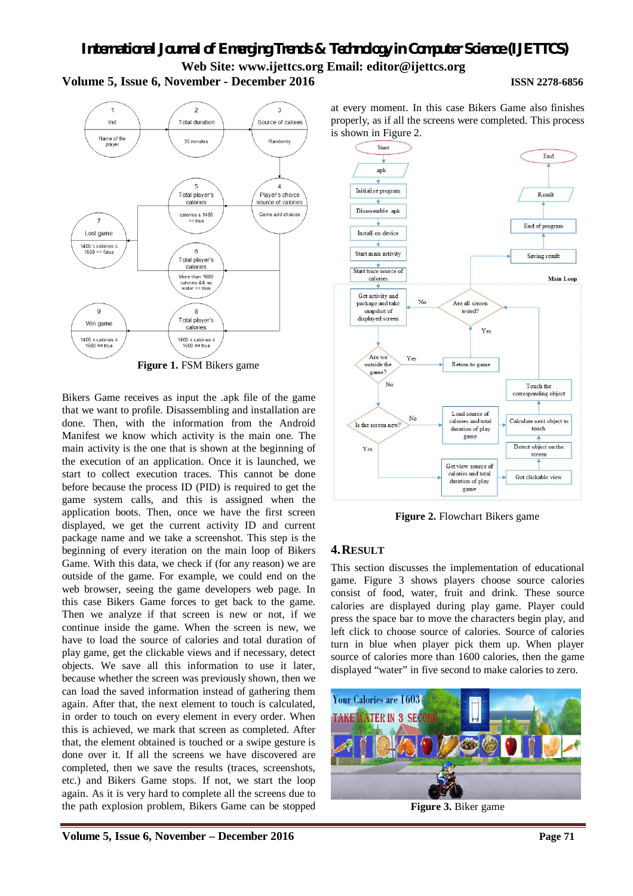**Figure 1.** FSM Bikers game

Bikers Game receives as input the .apk file of the game that we want to profile. Disassembling and installation are done. Then, with the information from the Android Manifest we know which activity is the main one. The main activity is the one that is shown at the beginning of the execution of an application. Once it is launched, we start to collect execution traces. This cannot be done before because the process ID (PID) is required to get the game system calls, and this is assigned when the application boots. Then, once we have the first screen displayed, we get the current activity ID and current package name and we take a screenshot. This step is the beginning of every iteration on the main loop of Bikers Game. With this data, we check if (for any reason) we are outside of the game. For example, we could end on the web browser, seeing the game developers web page. In this case Bikers Game forces to get back to the game. Then we analyze if that screen is new or not, if we continue inside the game. When the screen is new, we have to load the source of calories and total duration of play game, get the clickable views and if necessary, detect objects. We save all this information to use it later, because whether the screen was previously shown, then we can load the saved information instead of gathering them again. After that, the next element to touch is calculated, in order to touch on every element in every order. When this is achieved, we mark that screen as completed. After that, the element obtained is touched or a swipe gesture is done over it. If all the screens we have discovered are completed, then we save the results (traces, screenshots, etc.) and Bikers Game stops. If not, we start the loop again. As it is very hard to complete all the screens due to the path explosion problem, Bikers Game can be stopped at every moment. In this case Bikers Game also finishes properly, as if all the screens were completed. This process is shown in Figure 2.

**Figure 2.** Flowchart Bikers game

## 4. RESULT

This section discusses the implementation of educational game. Figure 3 shows players choose source calories consist of food, water, fruit and drink. These source calories are displayed during play game. Player could press the space bar to move the characters begin play, and left click to choose source of calories. Source of calories turn in blue when player pick them up. When player source of calories more than 1600 calories, then the game displayed "water" in five second to make calories to zero.

**Figure 3.** Biker game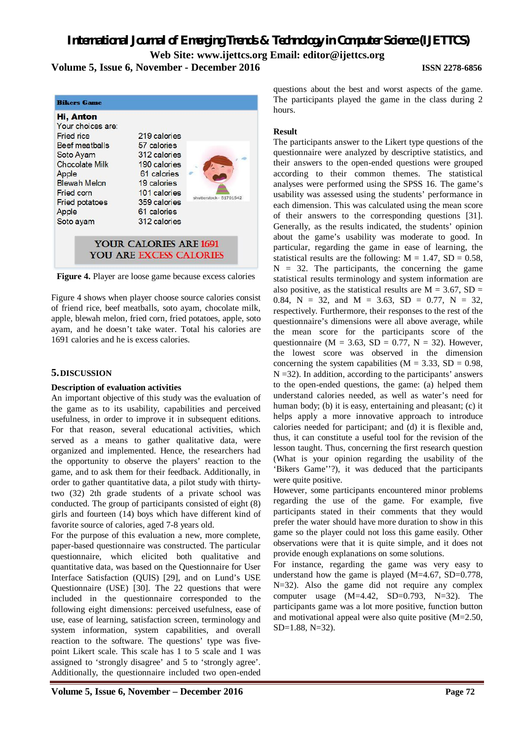Figure 4. Player are loose game because excess calories

Figure 4 shows when player choose source calories consist of friend rice, beef meatballs, soto ayam, chocolate milk, apple, blewah melon, fried corn, fried potatoes, apple, soto ayam, and he doesn't take water. Total his calories are 1691 calories and he is excess calories.

## 5. DISCUSSION

### Description of evaluation activities

An important objective of this study was the evaluation of the game as to its usability, capabilities and perceived usefulness, in order to improve it in subsequent editions. For that reason, several educational activities, which served as a means to gather qualitative data, were organized and implemented. Hence, the researchers had the opportunity to observe the players' reaction to the game, and to ask them for their feedback. Additionally, in order to gather quantitative data, a pilot study with thirty-two (32) 2th grade students of a private school was conducted. The group of participants consisted of eight (8) girls and fourteen (14) boys which have different kind of favorite source of calories, aged 7-8 years old.

For the purpose of this evaluation a new, more complete, paper-based questionnaire was constructed. The particular questionnaire, which elicited both qualitative and quantitative data, was based on the Questionnaire for User Interface Satisfaction (QUIS) [29], and on Lund's USE Questionnaire (USE) [30]. The 22 questions that were included in the questionnaire corresponded to the following eight dimensions: perceived usefulness, ease of use, ease of learning, satisfaction screen, terminology and system information, system capabilities, and overall reaction to the software. The questions' type was five-point Likert scale. This scale has 1 to 5 scale and 1 was assigned to 'strongly disagree' and 5 to 'strongly agree'. Additionally, the questionnaire included two open-ended questions about the best and worst aspects of the game. The participants played the game in the class during 2 hours.

### Result

The participants answer to the Likert type questions of the questionnaire were analyzed by descriptive statistics, and their answers to the open-ended questions were grouped according to their common themes. The statistical analyses were performed using the SPSS 16. The game's usability was assessed using the students' performance in each dimension. This was calculated using the mean score of their answers to the corresponding questions [31]. Generally, as the results indicated, the students' opinion about the game's usability was moderate to good. In particular, regarding the game in ease of learning, the statistical results are the following: $M = 1.47$, $SD = 0.58$, $N = 32$. The participants, the concerning the game statistical results terminology and system information are also positive, as the statistical results are $M = 3.67$, $SD = 0.84$, $N = 32$, and $M = 3.63$, $SD = 0.77$, $N = 32$, respectively. Furthermore, their responses to the rest of the questionnaire's dimensions were all above average, while the mean score for the participants score of the questionnaire ($M = 3.63$, $SD = 0.77$, $N = 32$). However, the lowest score was observed in the dimension concerning the system capabilities ($M = 3.33$, $SD = 0.98$, $N = 32$). In addition, according to the participants' answers to the open-ended questions, the game: (a) helped them understand calories needed, as well as water's need for human body; (b) it is easy, entertaining and pleasant; (c) it helps apply a more innovative approach to introduce calories needed for participant; and (d) it is flexible and, thus, it can constitute a useful tool for the revision of the lesson taught. Thus, concerning the first research question (What is your opinion regarding the usability of the 'Bikers Game''?), it was deduced that the participants were quite positive.

However, some participants encountered minor problems regarding the use of the game. For example, five participants stated in their comments that they would prefer the water should have more duration to show in this game so the player could not loss this game easily. Other observations were that it is quite simple, and it does not provide enough explanations on some solutions.

For instance, regarding the game was very easy to understand how the game is played ($M=4.67$, $SD=0.778$, $N=32$). Also the game did not require any complex computer usage ($M=4.42$, $SD=0.793$, $N=32$). The participants game was a lot more positive, function button and motivational appeal were also quite positive ($M=2.50$, $SD=1.88$, $N=32$).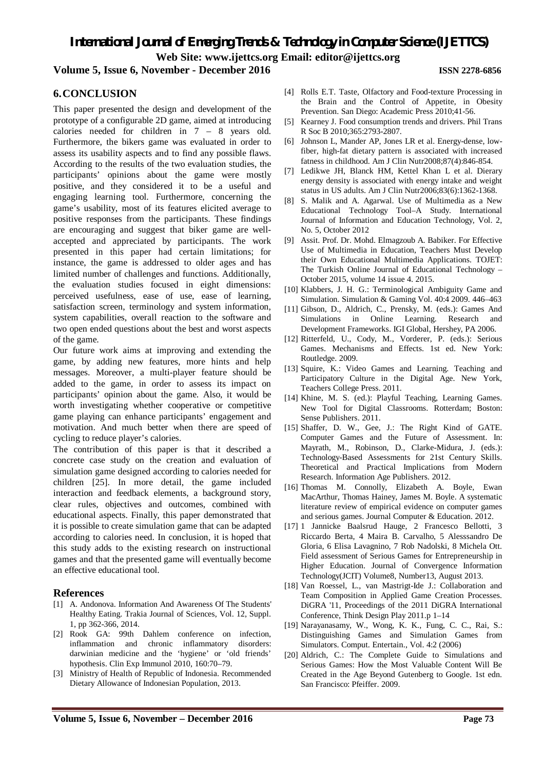## 6. CONCLUSION

This paper presented the design and development of the prototype of a configurable 2D game, aimed at introducing calories needed for children in 7 – 8 years old. Furthermore, the bikers game was evaluated in order to assess its usability aspects and to find any possible flaws. According to the results of the two evaluation studies, the participants' opinions about the game were mostly positive, and they considered it to be a useful and engaging learning tool. Furthermore, concerning the game's usability, most of its features elicited average to positive responses from the participants. These findings are encouraging and suggest that biker game are well-accepted and appreciated by participants. The work presented in this paper had certain limitations; for instance, the game is addressed to older ages and has limited number of challenges and functions. Additionally, the evaluation studies focused in eight dimensions: perceived usefulness, ease of use, ease of learning, satisfaction screen, terminology and system information, system capabilities, overall reaction to the software and two open ended questions about the best and worst aspects of the game.

Our future work aims at improving and extending the game, by adding new features, more hints and help messages. Moreover, a multi-player feature should be added to the game, in order to assess its impact on participants' opinion about the game. Also, it would be worth investigating whether cooperative or competitive game playing can enhance participants' engagement and motivation. And much better when there are speed of cycling to reduce player's calories.

The contribution of this paper is that it described a concrete case study on the creation and evaluation of simulation game designed according to calories needed for children [25]. In more detail, the game included interaction and feedback elements, a background story, clear rules, objectives and outcomes, combined with educational aspects. Finally, this paper demonstrated that it is possible to create simulation game that can be adapted according to calories need. In conclusion, it is hoped that this study adds to the existing research on instructional games and that the presented game will eventually become an effective educational tool.

## References

[1] A. Andonova. Information And Awareness Of The Students' Healthy Eating. Trakia Journal of Sciences, Vol. 12, Suppl. 1, pp 362-366, 2014.

[2] Rook GA: 99th Dahlem conference on infection, inflammation and chronic inflammatory disorders: darwinian medicine and the 'hygiene' or 'old friends' hypothesis. Clin Exp Immunol 2010, 160:70–79.

[3] Ministry of Health of Republic of Indonesia. Recommended Dietary Allowance of Indonesian Population, 2013.

[4] Rolls E.T. Taste, Olfactory and Food-texture Processing in the Brain and the Control of Appetite, in Obesity Prevention. San Diego: Academic Press 2010;41-56.

[5] Kearney J. Food consumption trends and drivers. Phil Trans R Soc B 2010;365:2793-2807.

[6] Johnson L, Mander AP, Jones LR et al. Energy-dense, low-fiber, high-fat dietary pattern is associated with increased fatness in childhood. Am J Clin Nutr2008;87(4):846-854.

[7] Ledikwe JH, Blanck HM, Kettel Khan L et al. Dierary energy density is associated with energy intake and weight status in US adults. Am J Clin Nutr2006;83(6):1362-1368.

[8] S. Malik and A. Agarwal. Use of Multimedia as a New Educational Technology Tool–A Study. International Journal of Information and Education Technology, Vol. 2, No. 5, October 2012

[9] Assit. Prof. Dr. Mohd. Elmagzoub A. Babiker. For Effective Use of Multimedia in Education, Teachers Must Develop their Own Educational Multimedia Applications. TOJET: The Turkish Online Journal of Educational Technology – October 2015, volume 14 issue 4. 2015.

[10] Klabbers, J. H. G.: Terminological Ambiguity Game and Simulation. Simulation & Gaming Vol. 40:4 2009. 446–463

[11] Gibson, D., Aldrich, C., Prensky, M. (eds.): Games And Simulations in Online Learning. Research and Development Frameworks. IGI Global, Hershey, PA 2006.

[12] Ritterfeld, U., Cody, M., Vorderer, P. (eds.): Serious Games. Mechanisms and Effects. 1st ed. New York: Routledge. 2009.

[13] Squire, K.: Video Games and Learning. Teaching and Participatory Culture in the Digital Age. New York, Teachers College Press. 2011.

[14] Khine, M. S. (ed.): Playful Teaching, Learning Games. New Tool for Digital Classrooms. Rotterdam; Boston: Sense Publishers. 2011.

[15] Shaffer, D. W., Gee, J.: The Right Kind of GATE. Computer Games and the Future of Assessment. In: Mayrath, M., Robinson, D., Clarke-Midura, J. (eds.): Technology-Based Assessments for 21st Century Skills. Theoretical and Practical Implications from Modern Research. Information Age Publishers. 2012.

[16] Thomas M. Connolly, Elizabeth A. Boyle, Ewan MacArthur, Thomas Hainey, James M. Boyle. A systematic literature review of empirical evidence on computer games and serious games. Journal Computer & Education. 2012.

[17] 1 Jannicke Baalsrud Hauge, 2 Francesco Bellotti, 3 Riccardo Berta, 4 Maira B. Carvalho, 5 Alesssandro De Gloria, 6 Elisa Lavagnino, 7 Rob Nadolski, 8 Michela Ott. Field assessment of Serious Games for Entrepreneurship in Higher Education. Journal of Convergence Information Technology(JCIT) Volume8, Number13, August 2013.

[18] Van Roessel, L., van Mastrigt-Ide J.: Collaboration and Team Composition in Applied Game Creation Processes. DiGRA '11, Proceedings of the 2011 DiGRA International Conference, Think Design Play 2011.p 1–14

[19] Narayanasamy, W., Wong, K. K., Fung, C. C., Rai, S.: Distinguishing Games and Simulation Games from Simulators. Comput. Entertain., Vol. 4:2 (2006)

[20] Aldrich, C.: The Complete Guide to Simulations and Serious Games: How the Most Valuable Content Will Be Created in the Age Beyond Gutenberg to Google. 1st edn. San Francisco: Pfeiffer. 2009.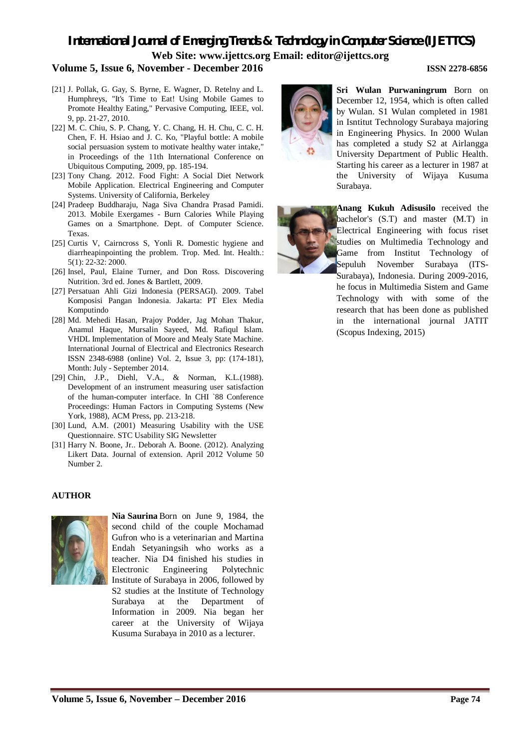[21] J. Pollak, G. Gay, S. Byrne, E. Wagner, D. Retelny and L. Humphreys, "It's Time to Eat! Using Mobile Games to Promote Healthy Eating," Pervasive Computing, IEEE, vol. 9, pp. 21-27, 2010.

[22] M. C. Chiu, S. P. Chang, Y. C. Chang, H. H. Chu, C. C. H. Chen, F. H. Hsiao and J. C. Ko, "Playful bottle: A mobile social persuasion system to motivate healthy water intake," in Proceedings of the 11th International Conference on Ubiquitous Computing, 2009, pp. 185-194.

[23] Tony Chang. 2012. Food Fight: A Social Diet Network Mobile Application. Electrical Engineering and Computer Systems. University of California, Berkeley

[24] Pradeep Buddharaju, Naga Siva Chandra Prasad Pamidi. 2013. Mobile Exergames - Burn Calories While Playing Games on a Smartphone. Dept. of Computer Science. Texas.

[25] Curtis V, Cairncross S, Yonli R. Domestic hygiene and diarrheapinpointing the problem. Trop. Med. Int. Health.: 5(1): 22-32: 2000.

[26] Insel, Paul, Elaine Turner, and Don Ross. Discovering Nutrition. 3rd ed. Jones & Bartlett, 2009.

[27] Persatuan Ahli Gizi Indonesia (PERSAGI). 2009. Tabel Komposisi Pangan Indonesia. Jakarta: PT Elex Media Komputindo

[28] Md. Mehedi Hasan, Prajoy Podder, Jag Mohan Thakur, Anamul Haque, Mursalin Sayeed, Md. Rafiqul Islam. VHDL Implementation of Moore and Mealy State Machine. International Journal of Electrical and Electronics Research ISSN 2348-6988 (online) Vol. 2, Issue 3, pp: (174-181), Month: July - September 2014.

[29] Chin, J.P., Diehl, V.A., & Norman, K.L.(1988). Development of an instrument measuring user satisfaction of the human-computer interface. In CHI `88 Conference Proceedings: Human Factors in Computing Systems (New York, 1988), ACM Press, pp. 213-218.

[30] Lund, A.M. (2001) Measuring Usability with the USE Questionnaire. STC Usability SIG Newsletter

[31] Harry N. Boone, Jr.. Deborah A. Boone. (2012). Analyzing Likert Data. Journal of extension. April 2012 Volume 50 Number 2.

## AUTHOR

**Nia Saurina** Born on June 9, 1984, the second child of the couple Mochamad Gufron who is a veterinarian and Martina Endah Setyaningsih who works as a teacher. Nia D4 finished his studies in Electronic Engineering Polytechnic Institute of Surabaya in 2006, followed by S2 studies at the Institute of Technology Surabaya at the Department of Information in 2009. Nia began her career at the University of Wijaya Kusuma Surabaya in 2010 as a lecturer.

**Sri Wulan Purwaningrum** Born on December 12, 1954, which is often called by Wulan. S1 Wulan completed in 1981 in Isntitut Technology Surabaya majoring in Engineering Physics. In 2000 Wulan has completed a study S2 at Airlangga University Department of Public Health. Starting his career as a lecturer in 1987 at the University of Wijaya Kusuma Surabaya.

**Anang Kukuh Adisusilo** received the bachelor's (S.T) and master (M.T) in Electrical Engineering with focus riset studies on Multimedia Technology and Game from Institut Technology of Sepuluh November Surabaya (ITS-Surabaya), Indonesia. During 2009-2016, he focus in Multimedia Sistem and Game Technology with with some of the research that has been done as published in the international journal JATIT (Scopus Indexing, 2015)